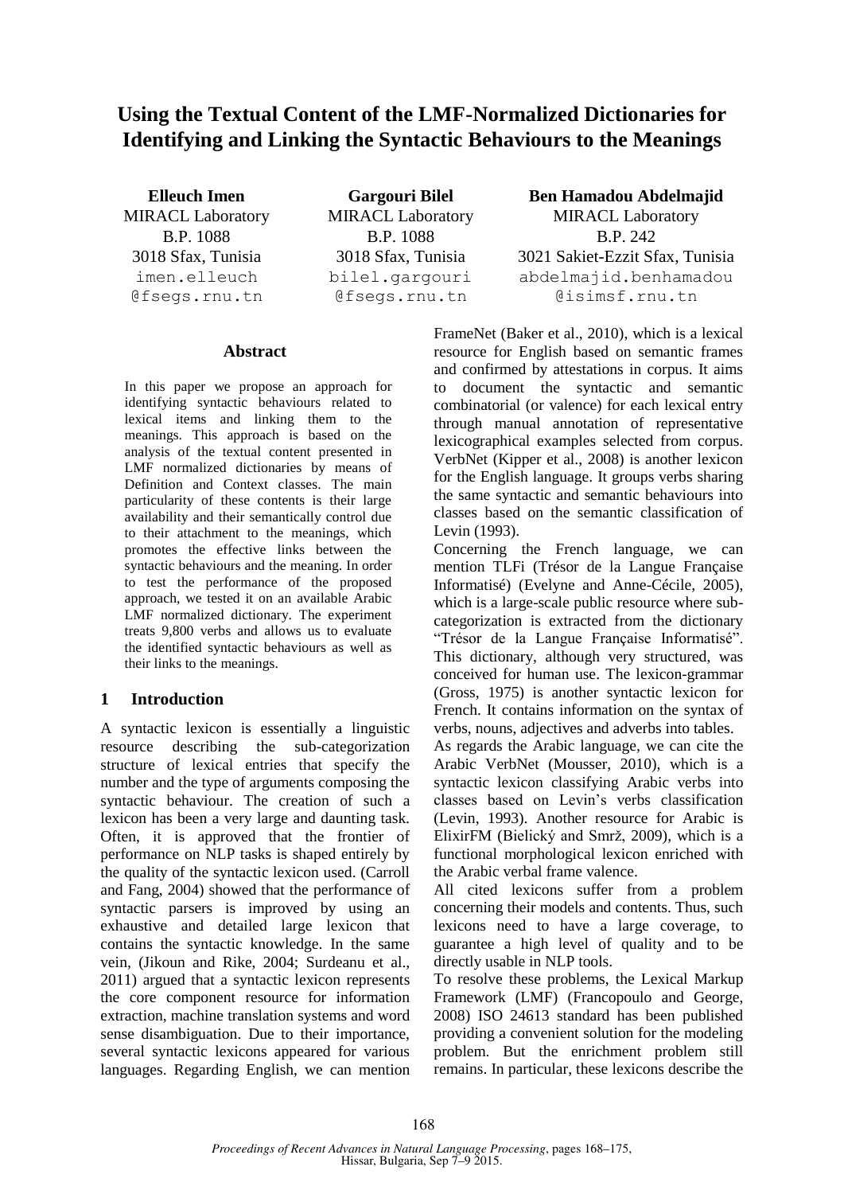# Using the Textual Content of the LMF-Normalized Dictionaries for Identifying and Linking the Syntactic Behaviours to the Meanings

**Elleuch Imen**
MIRACL Laboratory
B.P. 1088
3018 Sfax, Tunisia
imen.elleuch@fsegs.rnu.tn

**Gargouri Bilel**
MIRACL Laboratory
B.P. 1088
3018 Sfax, Tunisia
bilel.gargouri@fsegs.rnu.tn

**Ben Hamadou Abdelmajid**
MIRACL Laboratory
B.P. 242
3021 Sakiet-Ezzit Sfax, Tunisia
abdelmajid.benhamadou@isimsf.rnu.tn

## Abstract

In this paper we propose an approach for identifying syntactic behaviours related to lexical items and linking them to the meanings. This approach is based on the analysis of the textual content presented in LMF normalized dictionaries by means of Definition and Context classes. The main particularity of these contents is their large availability and their semantically control due to their attachment to the meanings, which promotes the effective links between the syntactic behaviours and the meaning. In order to test the performance of the proposed approach, we tested it on an available Arabic LMF normalized dictionary. The experiment treats 9,800 verbs and allows us to evaluate the identified syntactic behaviours as well as their links to the meanings.

## 1 Introduction

A syntactic lexicon is essentially a linguistic resource describing the sub-categorization structure of lexical entries that specify the number and the type of arguments composing the syntactic behaviour. The creation of such a lexicon has been a very large and daunting task. Often, it is approved that the frontier of performance on NLP tasks is shaped entirely by the quality of the syntactic lexicon used. (Carroll and Fang, 2004) showed that the performance of syntactic parsers is improved by using an exhaustive and detailed large lexicon that contains the syntactic knowledge. In the same vein, (Jikoun and Rike, 2004; Surdeanu et al., 2011) argued that a syntactic lexicon represents the core component resource for information extraction, machine translation systems and word sense disambiguation. Due to their importance, several syntactic lexicons appeared for various languages. Regarding English, we can mention FrameNet (Baker et al., 2010), which is a lexical resource for English based on semantic frames and confirmed by attestations in corpus. It aims to document the syntactic and semantic combinatorial (or valence) for each lexical entry through manual annotation of representative lexicographical examples selected from corpus. VerbNet (Kipper et al., 2008) is another lexicon for the English language. It groups verbs sharing the same syntactic and semantic behaviours into classes based on the semantic classification of Levin (1993).

Concerning the French language, we can mention TLFi (Trésor de la Langue Française Informatisé) (Evelyne and Anne-Cécile, 2005), which is a large-scale public resource where sub-categorization is extracted from the dictionary "Trésor de la Langue Française Informatisé". This dictionary, although very structured, was conceived for human use. The lexicon-grammar (Gross, 1975) is another syntactic lexicon for French. It contains information on the syntax of verbs, nouns, adjectives and adverbs into tables.

As regards the Arabic language, we can cite the Arabic VerbNet (Mousser, 2010), which is a syntactic lexicon classifying Arabic verbs into classes based on Levin's verbs classification (Levin, 1993). Another resource for Arabic is ElixirFM (Bielický and Smrž, 2009), which is a functional morphological lexicon enriched with the Arabic verbal frame valence.

All cited lexicons suffer from a problem concerning their models and contents. Thus, such lexicons need to have a large coverage, to guarantee a high level of quality and to be directly usable in NLP tools.

To resolve these problems, the Lexical Markup Framework (LMF) (Francopoulo and George, 2008) ISO 24613 standard has been published providing a convenient solution for the modeling problem. But the enrichment problem still remains. In particular, these lexicons describe the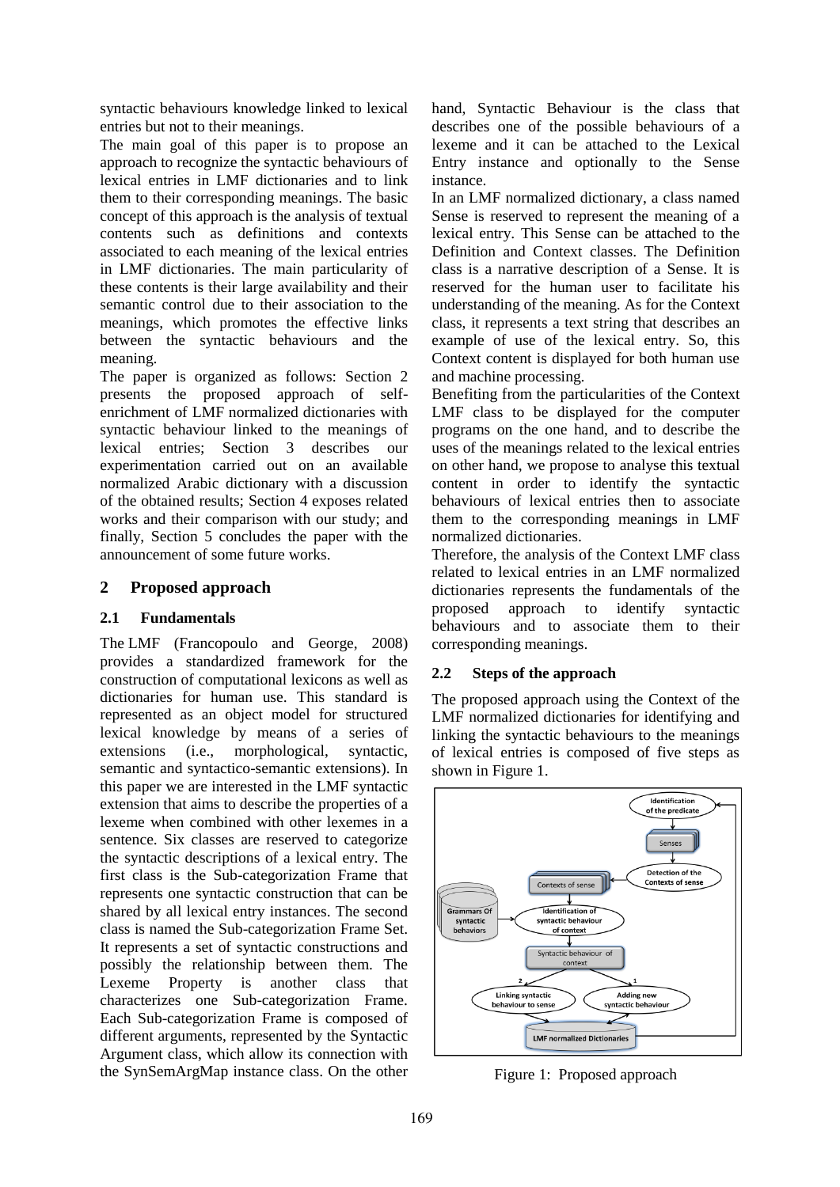syntactic behaviours knowledge linked to lexical entries but not to their meanings.

The main goal of this paper is to propose an approach to recognize the syntactic behaviours of lexical entries in LMF dictionaries and to link them to their corresponding meanings. The basic concept of this approach is the analysis of textual contents such as definitions and contexts associated to each meaning of the lexical entries in LMF dictionaries. The main particularity of these contents is their large availability and their semantic control due to their association to the meanings, which promotes the effective links between the syntactic behaviours and the meaning.

The paper is organized as follows: Section 2 presents the proposed approach of self-enrichment of LMF normalized dictionaries with syntactic behaviour linked to the meanings of lexical entries; Section 3 describes our experimentation carried out on an available normalized Arabic dictionary with a discussion of the obtained results; Section 4 exposes related works and their comparison with our study; and finally, Section 5 concludes the paper with the announcement of some future works.

## 2 Proposed approach

### 2.1 Fundamentals

The LMF (Francopoulo and George, 2008) provides a standardized framework for the construction of computational lexicons as well as dictionaries for human use. This standard is represented as an object model for structured lexical knowledge by means of a series of extensions (i.e., morphological, syntactic, semantic and syntactico-semantic extensions). In this paper we are interested in the LMF syntactic extension that aims to describe the properties of a lexeme when combined with other lexemes in a sentence. Six classes are reserved to categorize the syntactic descriptions of a lexical entry. The first class is the Sub-categorization Frame that represents one syntactic construction that can be shared by all lexical entry instances. The second class is named the Sub-categorization Frame Set. It represents a set of syntactic constructions and possibly the relationship between them. The Lexeme Property is another class that characterizes one Sub-categorization Frame. Each Sub-categorization Frame is composed of different arguments, represented by the Syntactic Argument class, which allow its connection with the SynSemArgMap instance class. On the other hand, Syntactic Behaviour is the class that describes one of the possible behaviours of a lexeme and it can be attached to the Lexical Entry instance and optionally to the Sense instance.

In an LMF normalized dictionary, a class named Sense is reserved to represent the meaning of a lexical entry. This Sense can be attached to the Definition and Context classes. The Definition class is a narrative description of a Sense. It is reserved for the human user to facilitate his understanding of the meaning. As for the Context class, it represents a text string that describes an example of use of the lexical entry. So, this Context content is displayed for both human use and machine processing.

Benefiting from the particularities of the Context LMF class to be displayed for the computer programs on the one hand, and to describe the uses of the meanings related to the lexical entries on other hand, we propose to analyse this textual content in order to identify the syntactic behaviours of lexical entries then to associate them to the corresponding meanings in LMF normalized dictionaries.

Therefore, the analysis of the Context LMF class related to lexical entries in an LMF normalized dictionaries represents the fundamentals of the proposed approach to identify syntactic behaviours and to associate them to their corresponding meanings.

### 2.2 Steps of the approach

The proposed approach using the Context of the LMF normalized dictionaries for identifying and linking the syntactic behaviours to the meanings of lexical entries is composed of five steps as shown in Figure 1.

Figure 1: Proposed approach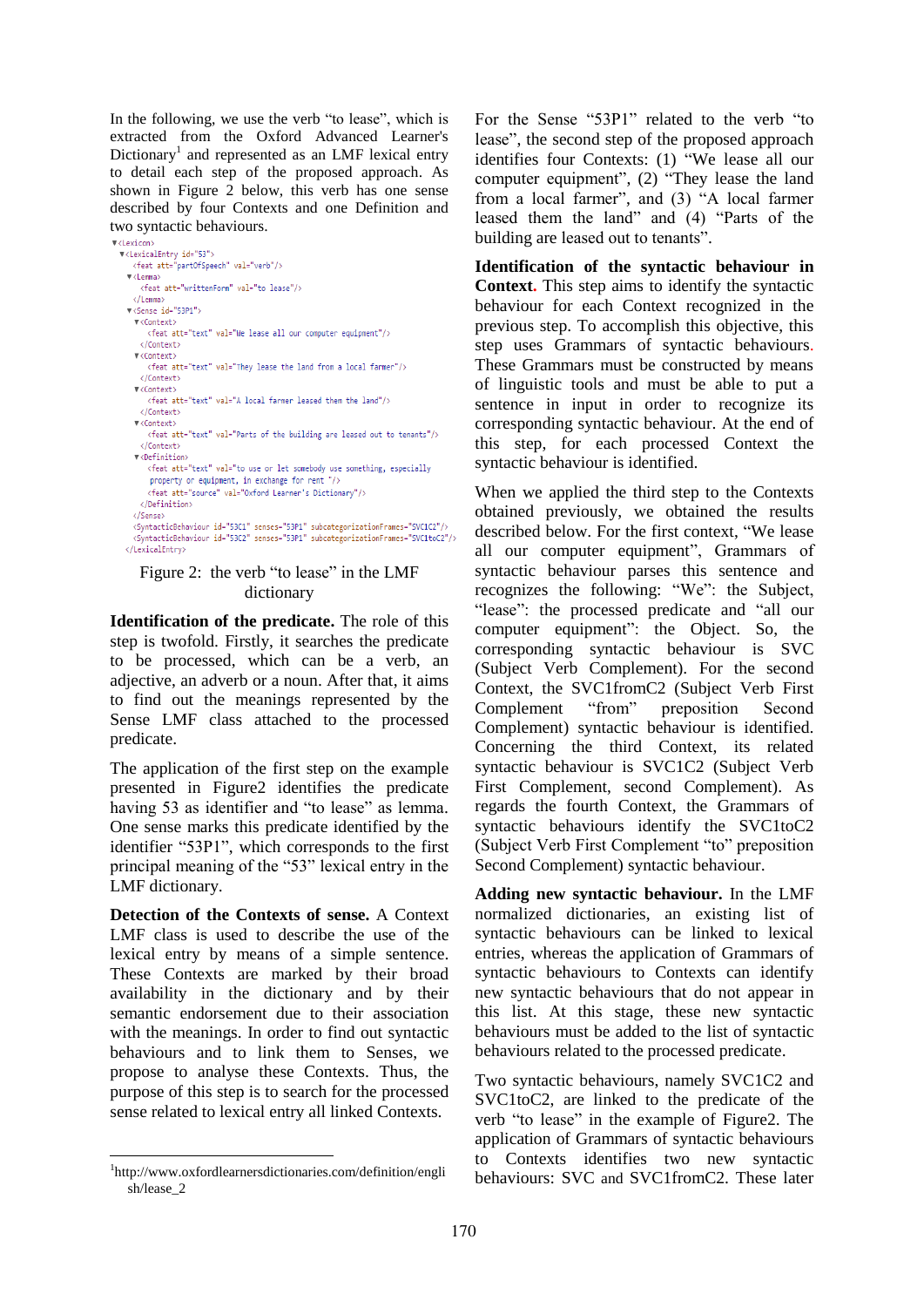In the following, we use the verb "to lease", which is extracted from the Oxford Advanced Learner's Dictionary[1] and represented as an LMF lexical entry to detail each step of the proposed approach. As shown in Figure 2 below, this verb has one sense described by four Contexts and one Definition and two syntactic behaviours.

```
▼<Lexicon>
  ▼<LexicalEntry id="53">
     <feat att="partOfSpeech" val="verb"/>
    ▼<Lemma>
       <feat att="writtenForm" val="to lease"/>
     </Lemma>
    ▼<Sense id="53P1">
      ▼<Context>
         <feat att="text" val="We lease all our computer equipment"/>
       </Context>
      ▼<Context>
         <feat att="text" val="They lease the land from a local farmer"/>
       </Context>
      ▼<Context>
         <feat att="text" val="A local farmer leased them the land"/>
       </Context>
      ▼<Context>
         <feat att="text" val="Parts of the building are leased out to tenants"/>
       </Context>
      ▼<Definition>
         <feat att="text" val="to use or let somebody use something, especially
         property or equipment, in exchange for rent "/>
         <feat att="source" val="Oxford Learner's Dictionary"/>
       </Definition>
     </Sense>
     <SyntacticBehaviour id="53C1" senses="53P1" subcategorizationFrames="SVC1C2"/>
     <SyntacticBehaviour id="53C2" senses="53P1" subcategorizationFrames="SVC1toC2"/>
  </LexicalEntry>
```

Figure 2: the verb "to lease" in the LMF dictionary

**Identification of the predicate.** The role of this step is twofold. Firstly, it searches the predicate to be processed, which can be a verb, an adjective, an adverb or a noun. After that, it aims to find out the meanings represented by the Sense LMF class attached to the processed predicate.

The application of the first step on the example presented in Figure2 identifies the predicate having 53 as identifier and "to lease" as lemma. One sense marks this predicate identified by the identifier "53P1", which corresponds to the first principal meaning of the "53" lexical entry in the LMF dictionary.

**Detection of the Contexts of sense.** A Context LMF class is used to describe the use of the lexical entry by means of a simple sentence. These Contexts are marked by their broad availability in the dictionary and by their semantic endorsement due to their association with the meanings. In order to find out syntactic behaviours and to link them to Senses, we propose to analyse these Contexts. Thus, the purpose of this step is to search for the processed sense related to lexical entry all linked Contexts.

For the Sense "53P1" related to the verb "to lease", the second step of the proposed approach identifies four Contexts: (1) "We lease all our computer equipment", (2) "They lease the land from a local farmer", and (3) "A local farmer leased them the land" and (4) "Parts of the building are leased out to tenants".

**Identification of the syntactic behaviour in Context.** This step aims to identify the syntactic behaviour for each Context recognized in the previous step. To accomplish this objective, this step uses Grammars of syntactic behaviours. These Grammars must be constructed by means of linguistic tools and must be able to put a sentence in input in order to recognize its corresponding syntactic behaviour. At the end of this step, for each processed Context the syntactic behaviour is identified.

When we applied the third step to the Contexts obtained previously, we obtained the results described below. For the first context, "We lease all our computer equipment", Grammars of syntactic behaviour parses this sentence and recognizes the following: "We": the Subject, "lease": the processed predicate and "all our computer equipment": the Object. So, the corresponding syntactic behaviour is SVC (Subject Verb Complement). For the second Context, the SVC1fromC2 (Subject Verb First Complement "from" preposition Second Complement) syntactic behaviour is identified. Concerning the third Context, its related syntactic behaviour is SVC1C2 (Subject Verb First Complement, second Complement). As regards the fourth Context, the Grammars of syntactic behaviours identify the SVC1toC2 (Subject Verb First Complement "to" preposition Second Complement) syntactic behaviour.

**Adding new syntactic behaviour.** In the LMF normalized dictionaries, an existing list of syntactic behaviours can be linked to lexical entries, whereas the application of Grammars of syntactic behaviours to Contexts can identify new syntactic behaviours that do not appear in this list. At this stage, these new syntactic behaviours must be added to the list of syntactic behaviours related to the processed predicate.

Two syntactic behaviours, namely SVC1C2 and SVC1toC2, are linked to the predicate of the verb "to lease" in the example of Figure2. The application of Grammars of syntactic behaviours to Contexts identifies two new syntactic behaviours: SVC and SVC1fromC2. These later

[1] http://www.oxfordlearnersdictionaries.com/definition/english/lease_2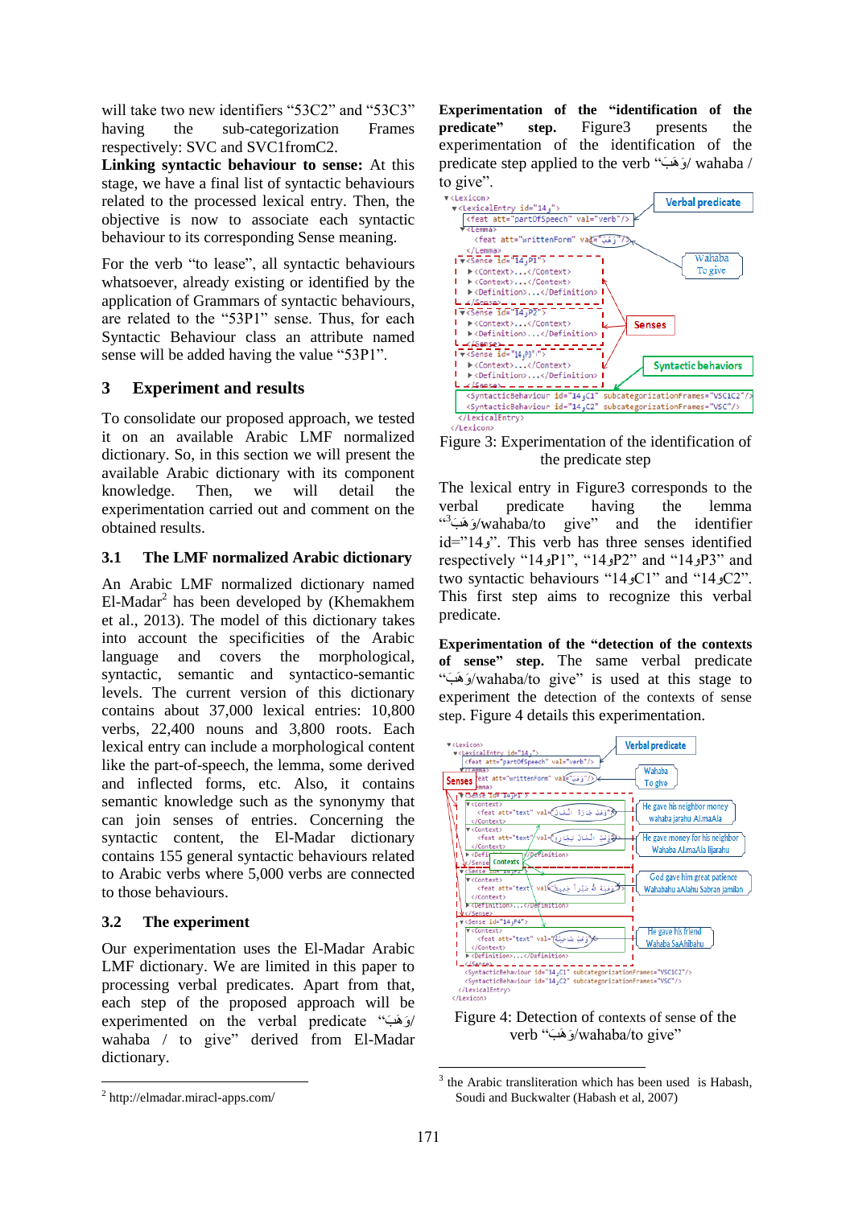will take two new identifiers "53C2" and "53C3" having the sub-categorization Frames respectively: SVC and SVC1fromC2.

**Linking syntactic behaviour to sense:** At this stage, we have a final list of syntactic behaviours related to the processed lexical entry. Then, the objective is now to associate each syntactic behaviour to its corresponding Sense meaning.

For the verb "to lease", all syntactic behaviours whatsoever, already existing or identified by the application of Grammars of syntactic behaviours, are related to the "53P1" sense. Thus, for each Syntactic Behaviour class an attribute named sense will be added having the value "53P1".

## 3 Experiment and results

To consolidate our proposed approach, we tested it on an available Arabic LMF normalized dictionary. So, in this section we will present the available Arabic dictionary with its component knowledge. Then, we will detail the experimentation carried out and comment on the obtained results.

### 3.1 The LMF normalized Arabic dictionary

An Arabic LMF normalized dictionary named El-Madar[2] has been developed by (Khemakhem et al., 2013). The model of this dictionary takes into account the specificities of the Arabic language and covers the morphological, syntactic, semantic and syntactico-semantic levels. The current version of this dictionary contains about 37,000 lexical entries: 10,800 verbs, 22,400 nouns and 3,800 roots. Each lexical entry can include a morphological content like the part-of-speech, the lemma, some derived and inflected forms, etc. Also, it contains semantic knowledge such as the synonymy that can join senses of entries. Concerning the syntactic content, the El-Madar dictionary contains 155 general syntactic behaviours related to Arabic verbs where 5,000 verbs are connected to those behaviours.

### 3.2 The experiment

Our experimentation uses the El-Madar Arabic LMF dictionary. We are limited in this paper to processing verbal predicates. Apart from that, each step of the proposed approach will be experimented on the verbal predicate "وَهَبَ/ wahaba / to give" derived from El-Madar dictionary.

[2] http://elmadar.miracl-apps.com/

**Experimentation of the "identification of the predicate" step.** Figure3 presents the experimentation of the identification of the predicate step applied to the verb "وَهَبَ/ wahaba / to give".

Figure 3: Experimentation of the identification of the predicate step

The lexical entry in Figure3 corresponds to the verbal predicate having the lemma "[3]وَهَبَ/wahaba/to give" and the identifier id="14و". This verb has three senses identified respectively "14وP1", "14وP2" and "14وP3" and two syntactic behaviours "14وC1" and "14وC2". This first step aims to recognize this verbal predicate.

**Experimentation of the "detection of the contexts of sense" step.** The same verbal predicate "وَهَبَ/wahaba/to give" is used at this stage to experiment the detection of the contexts of sense step. Figure 4 details this experimentation.

Figure 4: Detection of contexts of sense of the verb "وَهَبَ/wahaba/to give"

[3] the Arabic transliteration which has been used is Habash, Soudi and Buckwalter (Habash et al, 2007)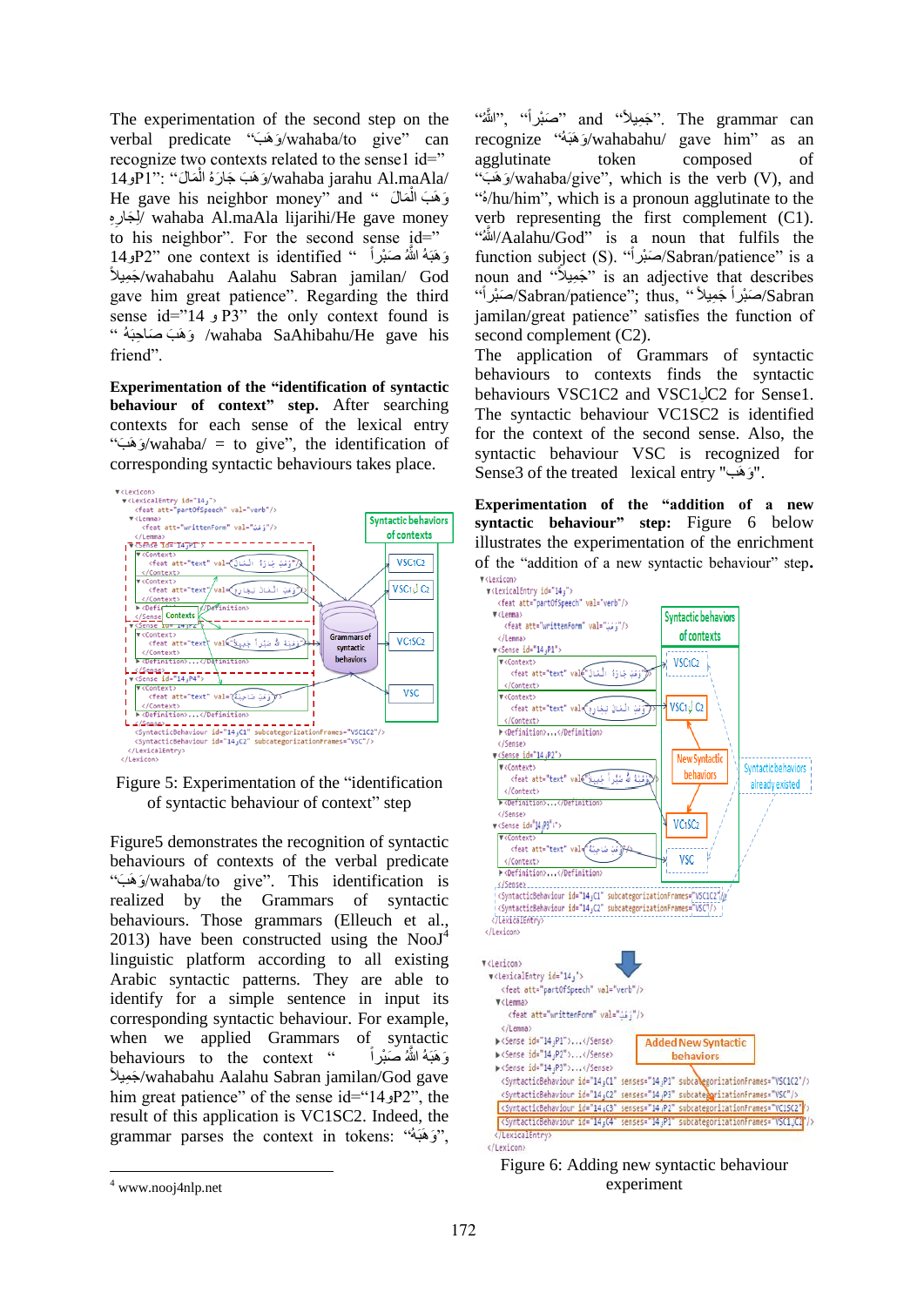The experimentation of the second step on the verbal predicate "وَهَبَ/wahaba/to give" can recognize two contexts related to the sense1 id="14وP1": "وَهَبَ جَارَهُ الْمَالَ/wahaba jarahu Al.maAla/ He gave his neighbor money" and "وَهَبَ الْمَالَ لِجَارِهِ/ wahaba Al.maAla lijarihi/He gave money to his neighbor". For the second sense id="14وP2" one context is identified "وَهَبَهُ اللَّهُ صَبْرًا جَمِيلاً/wahabahu Aalahu Sabran jamilan/ God gave him great patience". Regarding the third sense id="14 و P3" the only context found is "وَهَبَ صَاحِبَهُ /wahaba SaAhibahu/He gave his friend".

**Experimentation of the "identification of syntactic behaviour of context" step.** After searching contexts for each sense of the lexical entry "وَهَبَ/wahaba/ = to give", the identification of corresponding syntactic behaviours takes place.

Figure 5: Experimentation of the "identification of syntactic behaviour of context" step

Figure5 demonstrates the recognition of syntactic behaviours of contexts of the verbal predicate "وَهَبَ/wahaba/to give". This identification is realized by the Grammars of syntactic behaviours. Those grammars (Elleuch et al., 2013) have been constructed using the NooJ[4] linguistic platform according to all existing Arabic syntactic patterns. They are able to identify for a simple sentence in input its corresponding syntactic behaviour. For example, when we applied Grammars of syntactic behaviours to the context "وَهَبَهُ اللَّهُ صَبْرًا جَمِيلاً/wahabahu Aalahu Sabran jamilan/God gave him great patience" of the sense id="14وP2", the result of this application is VC1SC2. Indeed, the grammar parses the context in tokens: "وَهَبَهُ", "اللَّهُ", "صَبْرًا" and "جَمِيلاً". The grammar can recognize "وَهَبَهُ/wahabahu/ gave him" as an agglutinate token composed of "وَهَبَ/wahaba/give", which is the verb (V), and "هُ/hu/him", which is a pronoun agglutinate to the verb representing the first complement (C1). "اللَّهُ/Aalahu/God" is a noun that fulfils the function subject (S). "صَبْرًا/Sabran/patience" is a noun and "جَمِيلاً" is an adjective that describes "صَبْرًا/Sabran/patience"; thus, "صَبْرًا جَمِيلاً/Sabran jamilan/great patience" satisfies the function of second complement (C2).

The application of Grammars of syntactic behaviours to contexts finds the syntactic behaviours VSC1C2 and VSC1لC2 for Sense1. The syntactic behaviour VC1SC2 is identified for the context of the second sense. Also, the syntactic behaviour VSC is recognized for Sense3 of the treated lexical entry "وَهَبَ".

**Experimentation of the "addition of a new syntactic behaviour" step:** Figure 6 below illustrates the experimentation of the enrichment of the "addition of a new syntactic behaviour" step.

Figure 6: Adding new syntactic behaviour experiment

[4] www.nooj4nlp.net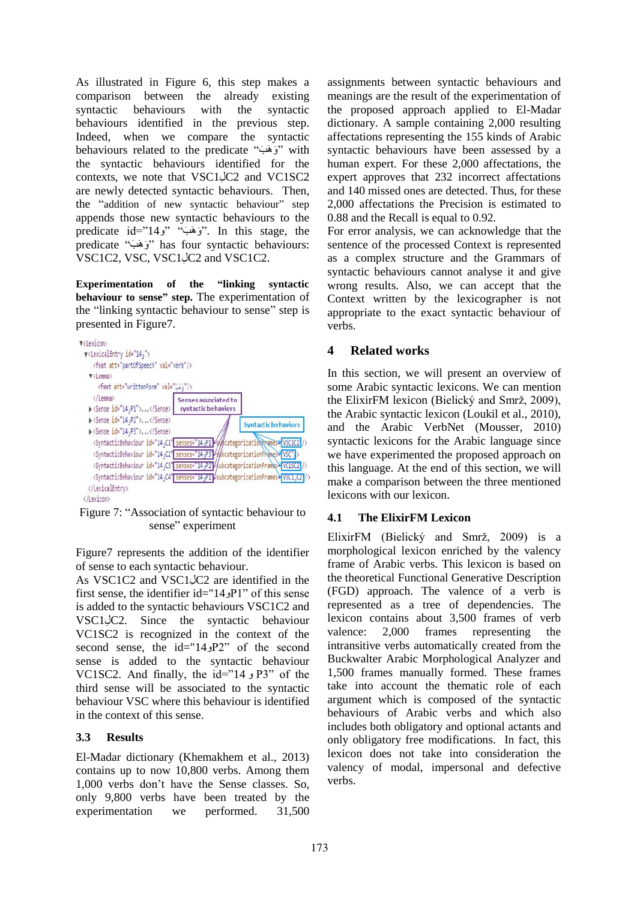As illustrated in Figure 6, this step makes a comparison between the already existing syntactic behaviours with the syntactic behaviours identified in the previous step. Indeed, when we compare the syntactic behaviours related to the predicate "وَهَبَ" with the syntactic behaviours identified for the contexts, we note that VSC1لC2 and VC1SC2 are newly detected syntactic behaviours. Then, the "addition of new syntactic behaviour" step appends those new syntactic behaviours to the predicate id="14و" "وَهَبَ". In this stage, the predicate "وَهَبَ" has four syntactic behaviours: VSC1C2, VSC, VSC1لC2 and VSC1C2.

**Experimentation of the "linking syntactic behaviour to sense" step.** The experimentation of the "linking syntactic behaviour to sense" step is presented in Figure7.

```
▼<Lexicon>
  ▼<LexicalEntry id="14و">
      <feat att="partOfSpeech" val="verb"/>
    ▼<Lemma>
        <feat att="writtenForm" val="وَهَبَ"/>
      </Lemma>
    ▶<Sense id="14وP1">...</Sense>
    ▶<Sense id="14وP2">...</Sense>
    ▶<Sense id="14وP3">...</Sense>
      <SyntacticBehaviour id="14وC1" senses="14وP1" subcategorizationFrames="VSC1C2"/>
      <SyntacticBehaviour id="14وC2" senses="14وP3" subcategorizationFrames="VSC"/>
      <SyntacticBehaviour id="14وC3" senses="14وP2" subcategorizationFrames="VC1SC2"/>
      <SyntacticBehaviour id="14وC4" senses="14وP1" subcategorizationFrames="VSC1لC2"/>
    </LexicalEntry>
</Lexicon>
```

Senses associated to syntactic behaviors — Syntactic behaviors

Figure 7: "Association of syntactic behaviour to sense" experiment

Figure7 represents the addition of the identifier of sense to each syntactic behaviour.

As VSC1C2 and VSC1لC2 are identified in the first sense, the identifier id="14وP1" of this sense is added to the syntactic behaviours VSC1C2 and VSC1لC2. Since the syntactic behaviour VC1SC2 is recognized in the context of the second sense, the id="14وP2" of the second sense is added to the syntactic behaviour VC1SC2. And finally, the id="14 و P3" of the third sense will be associated to the syntactic behaviour VSC where this behaviour is identified in the context of this sense.

### 3.3 Results

El-Madar dictionary (Khemakhem et al., 2013) contains up to now 10,800 verbs. Among them 1,000 verbs don't have the Sense classes. So, only 9,800 verbs have been treated by the experimentation we performed. 31,500 assignments between syntactic behaviours and meanings are the result of the experimentation of the proposed approach applied to El-Madar dictionary. A sample containing 2,000 resulting affectations representing the 155 kinds of Arabic syntactic behaviours have been assessed by a human expert. For these 2,000 affectations, the expert approves that 232 incorrect affectations and 140 missed ones are detected. Thus, for these 2,000 affectations the Precision is estimated to 0.88 and the Recall is equal to 0.92.

For error analysis, we can acknowledge that the sentence of the processed Context is represented as a complex structure and the Grammars of syntactic behaviours cannot analyse it and give wrong results. Also, we can accept that the Context written by the lexicographer is not appropriate to the exact syntactic behaviour of verbs.

## 4 Related works

In this section, we will present an overview of some Arabic syntactic lexicons. We can mention the ElixirFM lexicon (Bielický and Smrž, 2009), the Arabic syntactic lexicon (Loukil et al., 2010), and the Arabic VerbNet (Mousser, 2010) syntactic lexicons for the Arabic language since we have experimented the proposed approach on this language. At the end of this section, we will make a comparison between the three mentioned lexicons with our lexicon.

### 4.1 The ElixirFM Lexicon

ElixirFM (Bielický and Smrž, 2009) is a morphological lexicon enriched by the valency frame of Arabic verbs. This lexicon is based on the theoretical Functional Generative Description (FGD) approach. The valence of a verb is represented as a tree of dependencies. The lexicon contains about 3,500 frames of verb valence: 2,000 frames representing the intransitive verbs automatically created from the Buckwalter Arabic Morphological Analyzer and 1,500 frames manually formed. These frames take into account the thematic role of each argument which is composed of the syntactic behaviours of Arabic verbs and which also includes both obligatory and optional actants and only obligatory free modifications. In fact, this lexicon does not take into consideration the valency of modal, impersonal and defective verbs.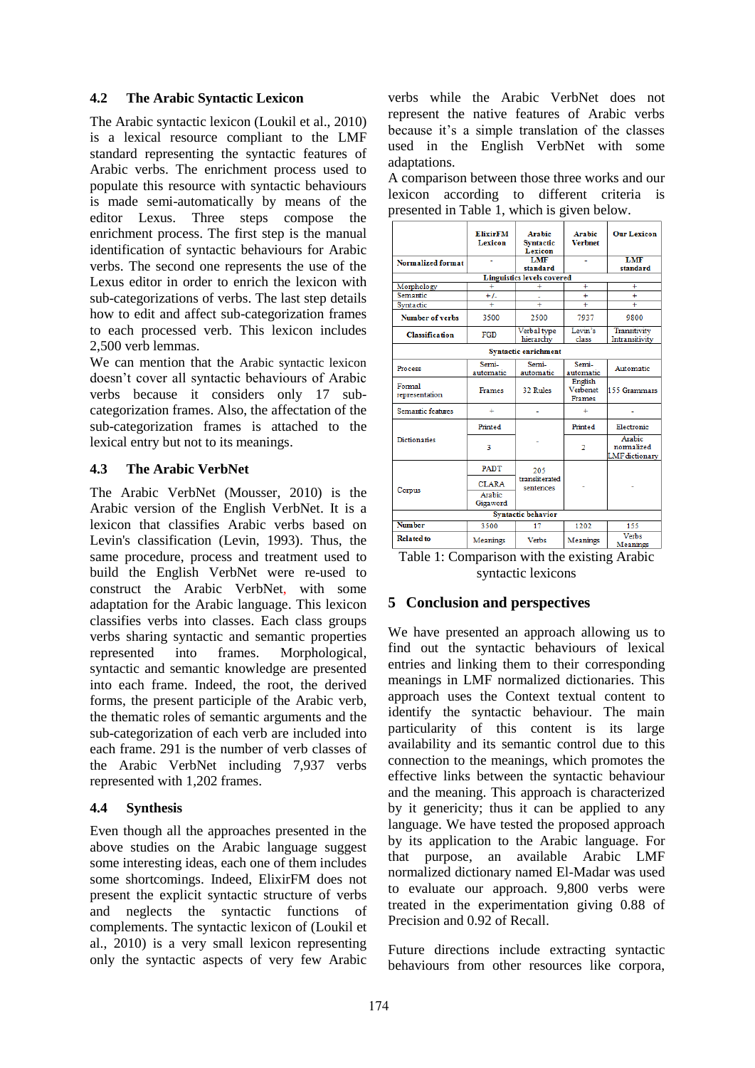### 4.2 The Arabic Syntactic Lexicon

The Arabic syntactic lexicon (Loukil et al., 2010) is a lexical resource compliant to the LMF standard representing the syntactic features of Arabic verbs. The enrichment process used to populate this resource with syntactic behaviours is made semi-automatically by means of the editor Lexus. Three steps compose the enrichment process. The first step is the manual identification of syntactic behaviours for Arabic verbs. The second one represents the use of the Lexus editor in order to enrich the lexicon with sub-categorizations of verbs. The last step details how to edit and affect sub-categorization frames to each processed verb. This lexicon includes 2,500 verb lemmas.

We can mention that the Arabic syntactic lexicon doesn't cover all syntactic behaviours of Arabic verbs because it considers only 17 sub-categorization frames. Also, the affectation of the sub-categorization frames is attached to the lexical entry but not to its meanings.

### 4.3 The Arabic VerbNet

The Arabic VerbNet (Mousser, 2010) is the Arabic version of the English VerbNet. It is a lexicon that classifies Arabic verbs based on Levin's classification (Levin, 1993). Thus, the same procedure, process and treatment used to build the English VerbNet were re-used to construct the Arabic VerbNet, with some adaptation for the Arabic language. This lexicon classifies verbs into classes. Each class groups verbs sharing syntactic and semantic properties represented into frames. Morphological, syntactic and semantic knowledge are presented into each frame. Indeed, the root, the derived forms, the present participle of the Arabic verb, the thematic roles of semantic arguments and the sub-categorization of each verb are included into each frame. 291 is the number of verb classes of the Arabic VerbNet including 7,937 verbs represented with 1,202 frames.

### 4.4 Synthesis

Even though all the approaches presented in the above studies on the Arabic language suggest some interesting ideas, each one of them includes some shortcomings. Indeed, ElixirFM does not present the explicit syntactic structure of verbs and neglects the syntactic functions of complements. The syntactic lexicon of (Loukil et al., 2010) is a very small lexicon representing only the syntactic aspects of very few Arabic verbs while the Arabic VerbNet does not represent the native features of Arabic verbs because it's a simple translation of the classes used in the English VerbNet with some adaptations.

A comparison between those three works and our lexicon according to different criteria is presented in Table 1, which is given below.

| | | ElixirFM Lexicon | Arabic Syntactic Lexicon | Arabic Verbnet | Our Lexicon |
|---|---|---|---|---|---|
| Normalized format | | - | LMF standard | - | LMF standard |
| **Linguistics levels covered** | | | | | |
| Morphology | | + | + | + | + |
| Semantic | | +/- | - | + | + |
| Syntactic | | + | + | + | + |
| Number of verbs | | 3500 | 2500 | 7937 | 9800 |
| Classification | | FGD | Verbal type hierarchy | Levin's class | Transitivity Intransitivity |
| **Syntactic enrichment** | | | | | |
| Process | | Semi-automatic | Semi-automatic | Semi-automatic | Automatic |
| Formal representation | | Frames | 32 Rules | English Verbenet Frames | 155 Grammars |
| Semantic features | | + | - | + | - |
| Dictionaries | | Printed | - | Printed | Electronic |
| | | 3 | | 2 | Arabic normalized LMF dictionary |
| Corpus | | PADT | 205 transliterated sentences | - | - |
| | | CLARA | | | |
| | | Arabic Gigaword | | | |
| **Syntactic behavior** | | | | | |
| Number | | 3500 | 17 | 1202 | 155 |
| Related to | | Meanings | Verbs | Meanings | Verbs Meanings |

Table 1: Comparison with the existing Arabic syntactic lexicons

## 5 Conclusion and perspectives

We have presented an approach allowing us to find out the syntactic behaviours of lexical entries and linking them to their corresponding meanings in LMF normalized dictionaries. This approach uses the Context textual content to identify the syntactic behaviour. The main particularity of this content is its large availability and its semantic control due to this connection to the meanings, which promotes the effective links between the syntactic behaviour and the meaning. This approach is characterized by it genericity; thus it can be applied to any language. We have tested the proposed approach by its application to the Arabic language. For that purpose, an available Arabic LMF normalized dictionary named El-Madar was used to evaluate our approach. 9,800 verbs were treated in the experimentation giving 0.88 of Precision and 0.92 of Recall.

Future directions include extracting syntactic behaviours from other resources like corpora,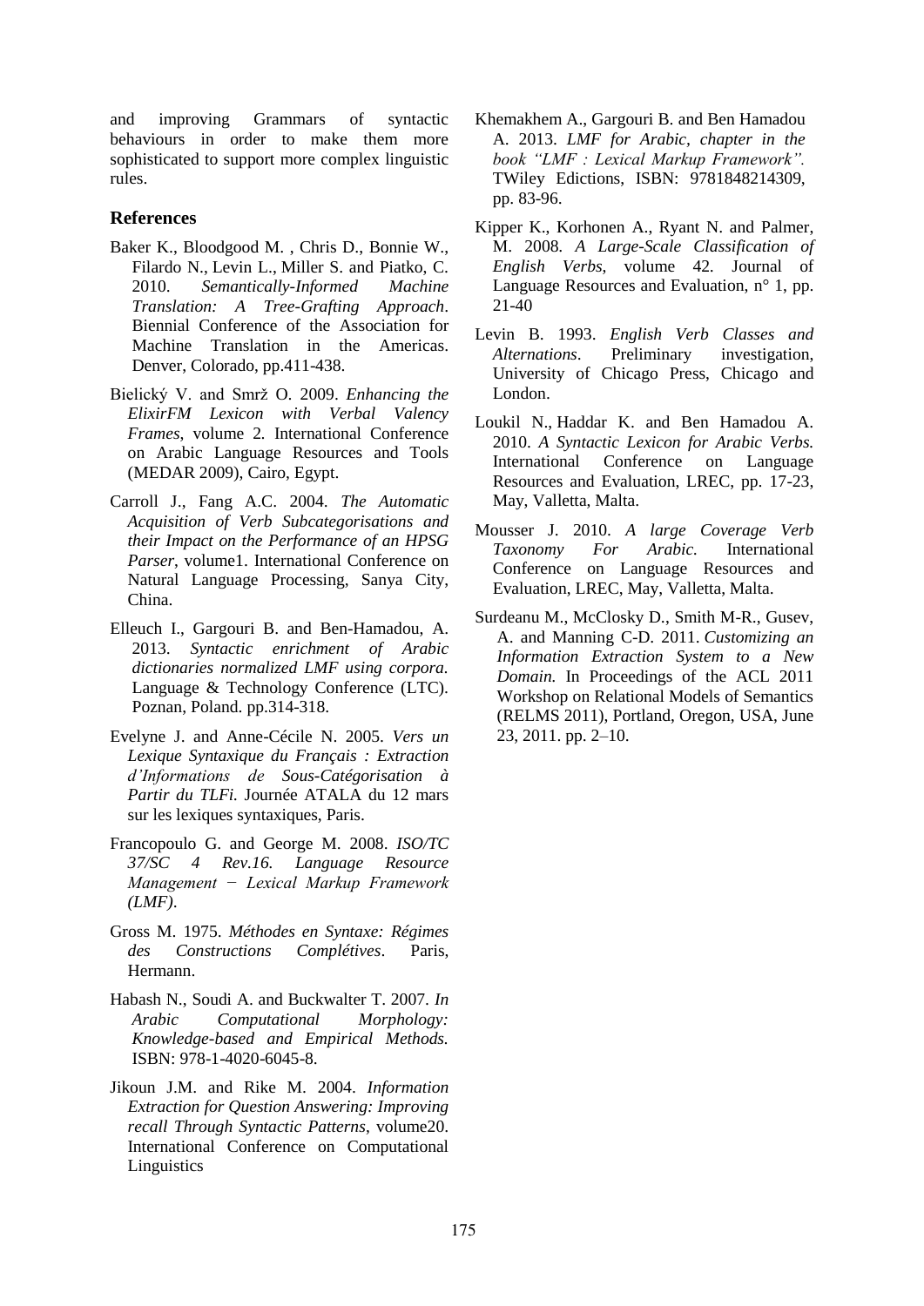and improving Grammars of syntactic behaviours in order to make them more sophisticated to support more complex linguistic rules.

## References

Baker K., Bloodgood M. , Chris D., Bonnie W., Filardo N., Levin L., Miller S. and Piatko, C. 2010. *Semantically-Informed Machine Translation: A Tree-Grafting Approach*. Biennial Conference of the Association for Machine Translation in the Americas. Denver, Colorado, pp.411-438.

Bielický V. and Smrž O. 2009. *Enhancing the ElixirFM Lexicon with Verbal Valency Frames*, volume 2. International Conference on Arabic Language Resources and Tools (MEDAR 2009), Cairo, Egypt.

Carroll J., Fang A.C. 2004. *The Automatic Acquisition of Verb Subcategorisations and their Impact on the Performance of an HPSG Parser*, volume1. International Conference on Natural Language Processing, Sanya City, China.

Elleuch I., Gargouri B. and Ben-Hamadou, A. 2013. *Syntactic enrichment of Arabic dictionaries normalized LMF using corpora.* Language & Technology Conference (LTC). Poznan, Poland. pp.314-318.

Evelyne J. and Anne-Cécile N. 2005. *Vers un Lexique Syntaxique du Français : Extraction d'Informations de Sous-Catégorisation à Partir du TLFi.* Journée ATALA du 12 mars sur les lexiques syntaxiques, Paris.

Francopoulo G. and George M. 2008. *ISO/TC 37/SC 4 Rev.16. Language Resource Management − Lexical Markup Framework (LMF)*.

Gross M. 1975. *Méthodes en Syntaxe: Régimes des Constructions Complétives*. Paris, Hermann.

Habash N., Soudi A. and Buckwalter T. 2007. *In Arabic Computational Morphology: Knowledge-based and Empirical Methods.* ISBN: 978-1-4020-6045-8.

Jikoun J.M. and Rike M. 2004. *Information Extraction for Question Answering: Improving recall Through Syntactic Patterns*, volume20. International Conference on Computational Linguistics

Khemakhem A., Gargouri B. and Ben Hamadou A. 2013. *LMF for Arabic, chapter in the book "LMF : Lexical Markup Framework".* TWiley Edictions, ISBN: 9781848214309, pp. 83-96.

Kipper K., Korhonen A., Ryant N. and Palmer, M. 2008. *A Large-Scale Classification of English Verbs*, volume 42. Journal of Language Resources and Evaluation, n° 1, pp. 21-40

Levin B. 1993. *English Verb Classes and Alternations*. Preliminary investigation, University of Chicago Press, Chicago and London.

Loukil N., Haddar K. and Ben Hamadou A. 2010. *A Syntactic Lexicon for Arabic Verbs.* International Conference on Language Resources and Evaluation, LREC, pp. 17-23, May, Valletta, Malta.

Mousser J. 2010. *A large Coverage Verb Taxonomy For Arabic.* International Conference on Language Resources and Evaluation, LREC, May, Valletta, Malta.

Surdeanu M., McClosky D., Smith M-R., Gusev, A. and Manning C-D. 2011. *Customizing an Information Extraction System to a New Domain.* In Proceedings of the ACL 2011 Workshop on Relational Models of Semantics (RELMS 2011), Portland, Oregon, USA, June 23, 2011. pp. 2–10.